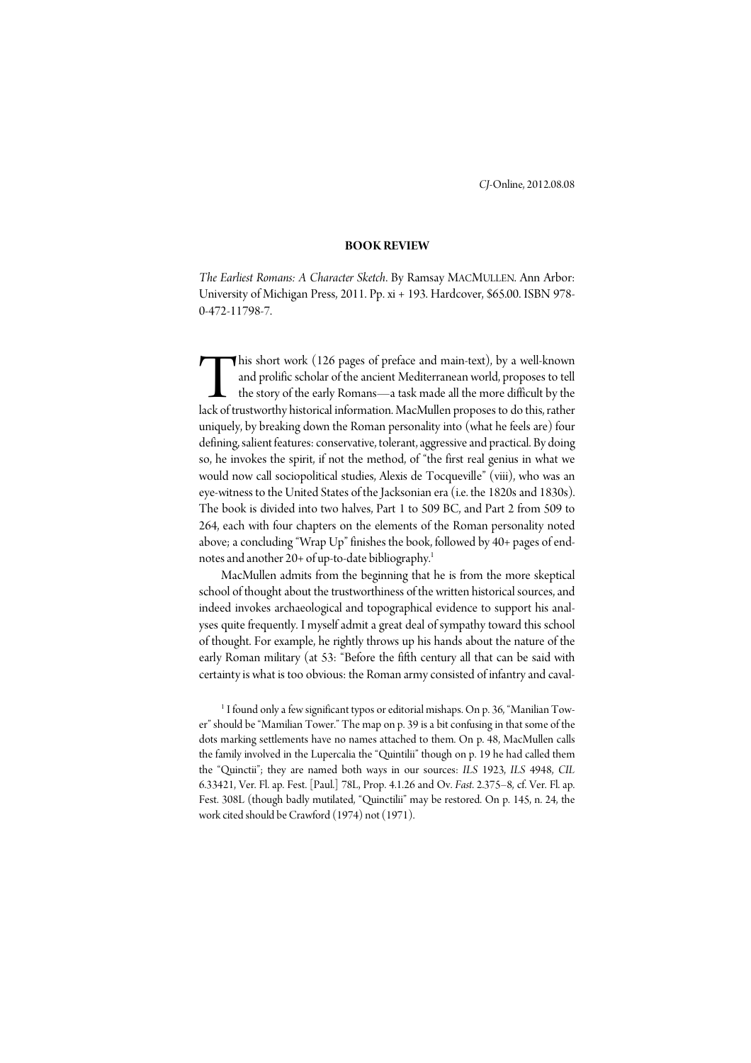**BOOK REVIEW**

*The Earliest Romans: A Character Sketch*. By Ramsay MACMULLEN. Ann Arbor: University of Michigan Press, 2011. Pp. xi + 193. Hardcover, $65.00. ISBN 978-0-472-11798-7.

This short work (126 pages of preface and main-text), by a well-known and prolific scholar of the ancient Mediterranean world, proposes to tell the story of the early Romans—a task made all the more difficult by the lack of trustworthy historical information. MacMullen proposes to do this, rather uniquely, by breaking down the Roman personality into (what he feels are) four defining, salient features: conservative, tolerant, aggressive and practical. By doing so, he invokes the spirit, if not the method, of "the first real genius in what we would now call sociopolitical studies, Alexis de Tocqueville" (viii), who was an eye-witness to the United States of the Jacksonian era (i.e. the 1820s and 1830s). The book is divided into two halves, Part 1 to 509 BC, and Part 2 from 509 to 264, each with four chapters on the elements of the Roman personality noted above; a concluding "Wrap Up" finishes the book, followed by 40+ pages of endnotes and another 20+ of up-to-date bibliography.[1]

MacMullen admits from the beginning that he is from the more skeptical school of thought about the trustworthiness of the written historical sources, and indeed invokes archaeological and topographical evidence to support his analyses quite frequently. I myself admit a great deal of sympathy toward this school of thought. For example, he rightly throws up his hands about the nature of the early Roman military (at 53: "Before the fifth century all that can be said with certainty is what is too obvious: the Roman army consisted of infantry and caval-

[1] I found only a few significant typos or editorial mishaps. On p. 36, "Manilian Tower" should be "Mamilian Tower." The map on p. 39 is a bit confusing in that some of the dots marking settlements have no names attached to them. On p. 48, MacMullen calls the family involved in the Lupercalia the "Quintilii" though on p. 19 he had called them the "Quinctii"; they are named both ways in our sources: *ILS* 1923, *ILS* 4948, *CIL* 6.33421, Ver. Fl. ap. Fest. [Paul.] 78L, Prop. 4.1.26 and Ov. *Fast.* 2.375–8, cf. Ver. Fl. ap. Fest. 308L (though badly mutilated, "Quinctilii" may be restored. On p. 145, n. 24, the work cited should be Crawford (1974) not (1971).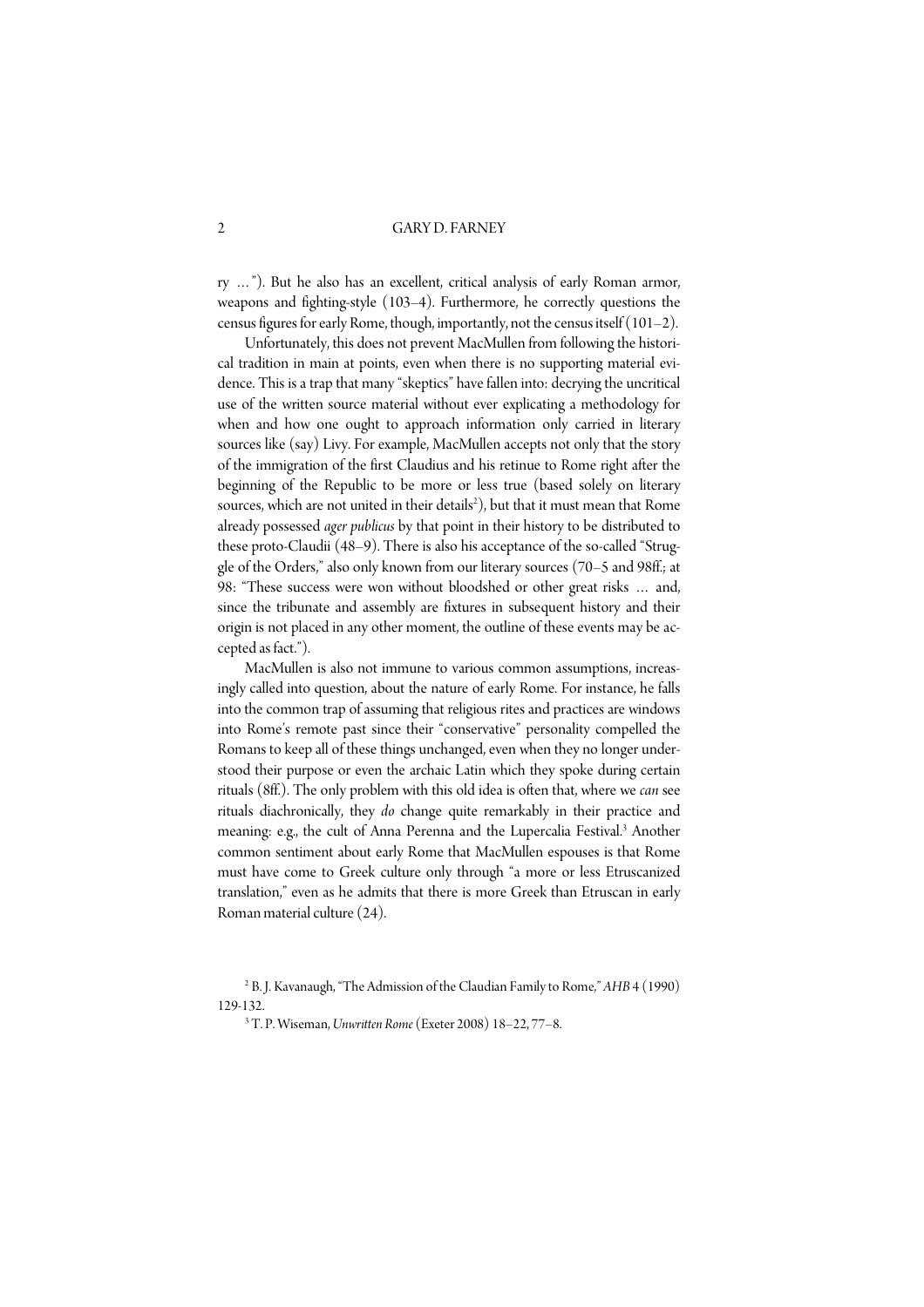ry ... "). But he also has an excellent, critical analysis of early Roman armor, weapons and fighting-style (103–4). Furthermore, he correctly questions the census figures for early Rome, though, importantly, not the census itself (101–2).

Unfortunately, this does not prevent MacMullen from following the historical tradition in main at points, even when there is no supporting material evidence. This is a trap that many "skeptics" have fallen into: decrying the uncritical use of the written source material without ever explicating a methodology for when and how one ought to approach information only carried in literary sources like (say) Livy. For example, MacMullen accepts not only that the story of the immigration of the first Claudius and his retinue to Rome right after the beginning of the Republic to be more or less true (based solely on literary sources, which are not united in their details[2]), but that it must mean that Rome already possessed *ager publicus* by that point in their history to be distributed to these proto-Claudii (48–9). There is also his acceptance of the so-called "Struggle of the Orders," also only known from our literary sources (70–5 and 98ff.; at 98: "These success were won without bloodshed or other great risks ... and, since the tribunate and assembly are fixtures in subsequent history and their origin is not placed in any other moment, the outline of these events may be accepted as fact.").

MacMullen is also not immune to various common assumptions, increasingly called into question, about the nature of early Rome. For instance, he falls into the common trap of assuming that religious rites and practices are windows into Rome's remote past since their "conservative" personality compelled the Romans to keep all of these things unchanged, even when they no longer understood their purpose or even the archaic Latin which they spoke during certain rituals (8ff.). The only problem with this old idea is often that, where we *can* see rituals diachronically, they *do* change quite remarkably in their practice and meaning: e.g., the cult of Anna Perenna and the Lupercalia Festival.[3] Another common sentiment about early Rome that MacMullen espouses is that Rome must have come to Greek culture only through "a more or less Etruscanized translation," even as he admits that there is more Greek than Etruscan in early Roman material culture (24).

[2] B. J. Kavanaugh, "The Admission of the Claudian Family to Rome," *AHB* 4 (1990) 129-132.

[3] T. P. Wiseman, *Unwritten Rome* (Exeter 2008) 18–22, 77–8.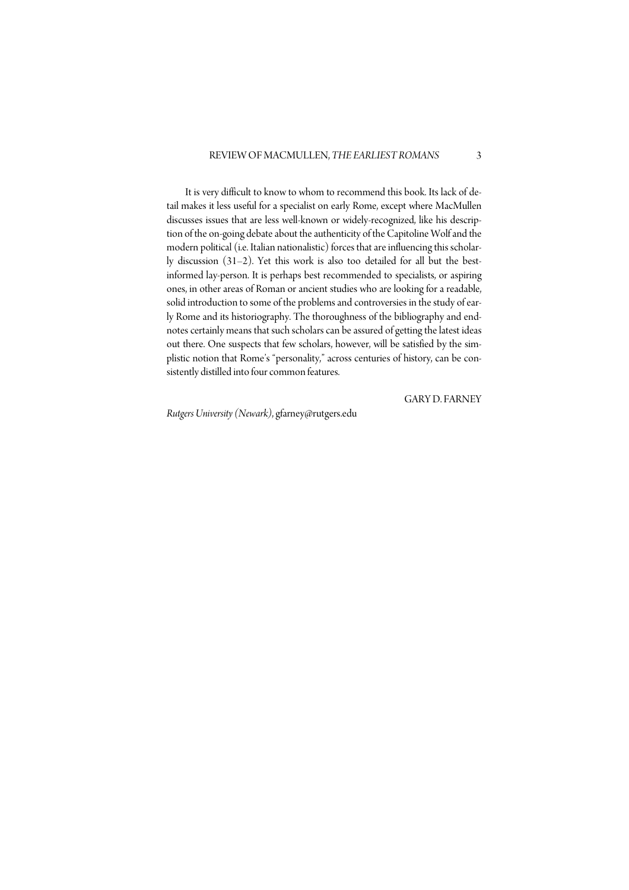It is very difficult to know to whom to recommend this book. Its lack of detail makes it less useful for a specialist on early Rome, except where MacMullen discusses issues that are less well-known or widely-recognized, like his description of the on-going debate about the authenticity of the Capitoline Wolf and the modern political (i.e. Italian nationalistic) forces that are influencing this scholarly discussion (31–2). Yet this work is also too detailed for all but the best-informed lay-person. It is perhaps best recommended to specialists, or aspiring ones, in other areas of Roman or ancient studies who are looking for a readable, solid introduction to some of the problems and controversies in the study of early Rome and its historiography. The thoroughness of the bibliography and endnotes certainly means that such scholars can be assured of getting the latest ideas out there. One suspects that few scholars, however, will be satisfied by the simplistic notion that Rome's "personality," across centuries of history, can be consistently distilled into four common features.

GARY D. FARNEY

*Rutgers University (Newark)*, gfarney@rutgers.edu